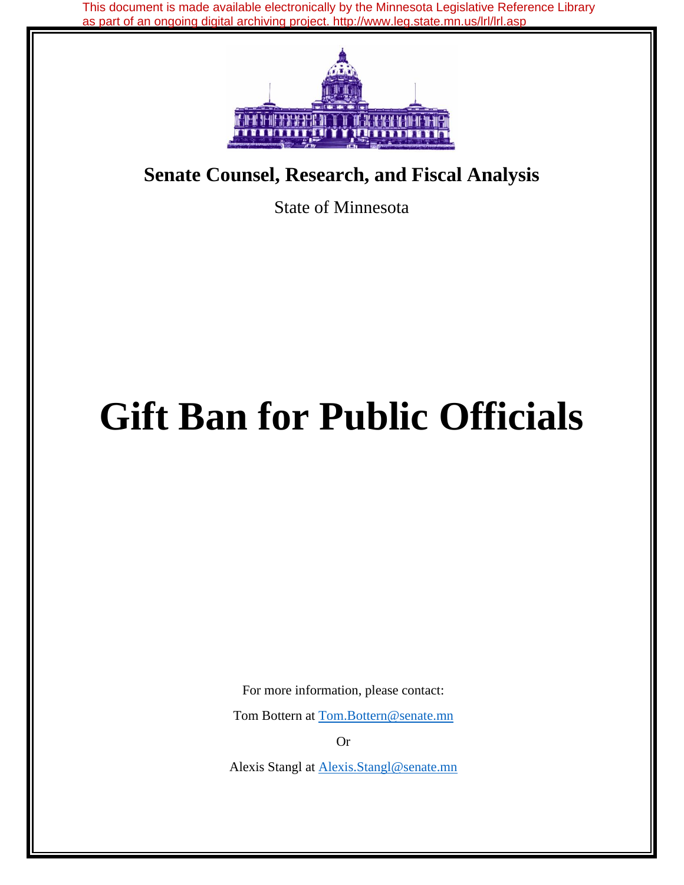This document is made available electronically by the Minnesota Legislative Reference Library as part of an ongoing digital archiving project. http://www.leg.state.mn.us/lrl/lrl.asp

**Senate Counsel, Research, and Fiscal Analysis**

State of Minnesota

# Gift Ban for Public Officials

For more information, please contact:

Tom Bottern at Tom.Bottern@senate.mn

Or

Alexis Stangl at Alexis.Stangl@senate.mn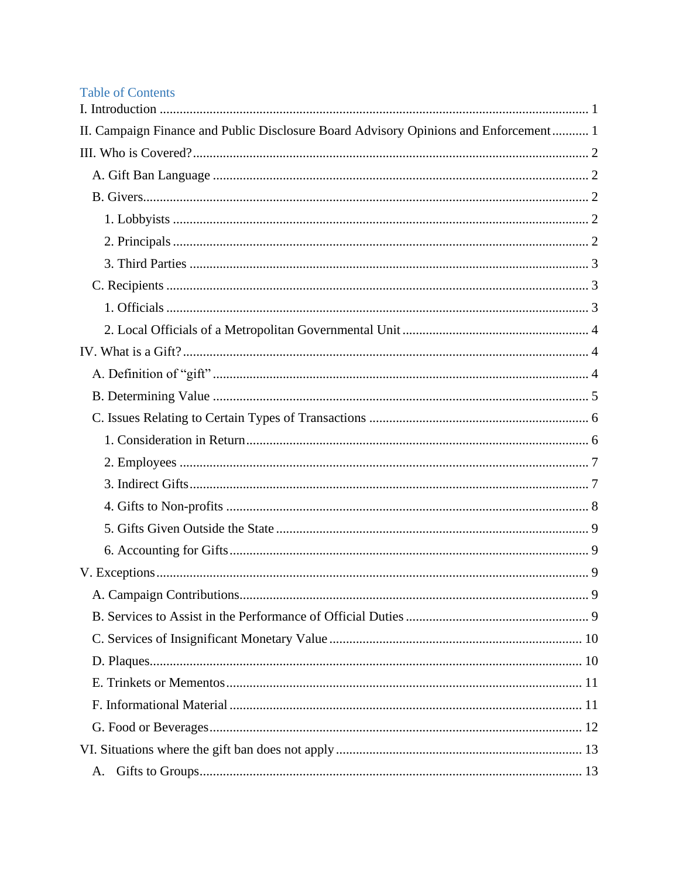# Table of Contents

I. Introduction ........................................................................................................................ 1

II. Campaign Finance and Public Disclosure Board Advisory Opinions and Enforcement ........... 1

III. Who is Covered? ................................................................................................................ 2

- A. Gift Ban Language .......................................................................................................... 2
- B. Givers ............................................................................................................................. 2
  - 1. Lobbyists .................................................................................................................... 2
  - 2. Principals .................................................................................................................... 2
  - 3. Third Parties ............................................................................................................... 3
- C. Recipients ........................................................................................................................ 3
  - 1. Officials ...................................................................................................................... 3
  - 2. Local Officials of a Metropolitan Governmental Unit ................................................ 4

IV. What is a Gift? .................................................................................................................... 4

- A. Definition of “gift” .......................................................................................................... 4
- B. Determining Value .......................................................................................................... 5
- C. Issues Relating to Certain Types of Transactions ........................................................... 6
  - 1. Consideration in Return .............................................................................................. 6
  - 2. Employees ................................................................................................................... 7
  - 3. Indirect Gifts ............................................................................................................... 7
  - 4. Gifts to Non-profits ..................................................................................................... 8
  - 5. Gifts Given Outside the State ..................................................................................... 9
  - 6. Accounting for Gifts ................................................................................................... 9

V. Exceptions ............................................................................................................................ 9

- A. Campaign Contributions .................................................................................................. 9
- B. Services to Assist in the Performance of Official Duties ................................................ 9
- C. Services of Insignificant Monetary Value ..................................................................... 10
- D. Plaques .......................................................................................................................... 10
- E. Trinkets or Mementos .................................................................................................... 11
- F. Informational Material ................................................................................................... 11
- G. Food or Beverages ........................................................................................................ 12

VI. Situations where the gift ban does not apply ..................................................................... 13

- A. Gifts to Groups .............................................................................................................. 13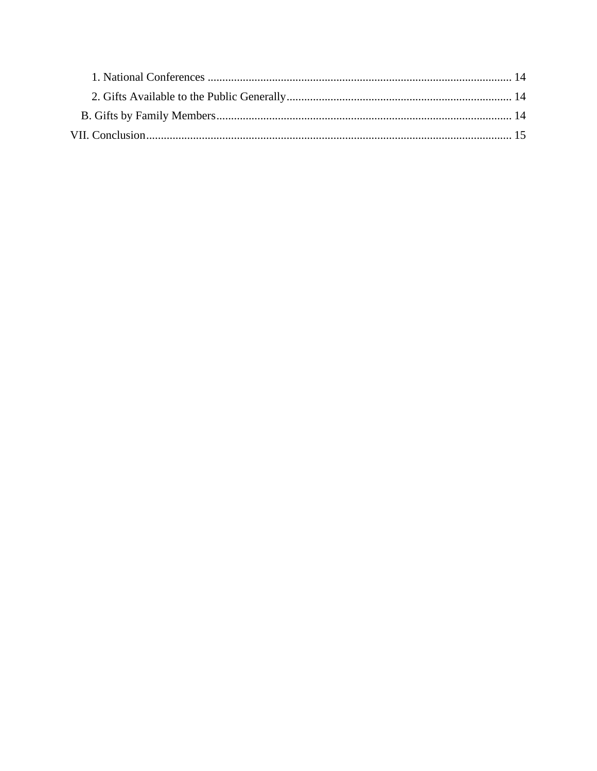1. National Conferences ........................................................................................................ 14

2. Gifts Available to the Public Generally ............................................................................ 14

B. Gifts by Family Members ..................................................................................................... 14

VII. Conclusion .............................................................................................................................. 15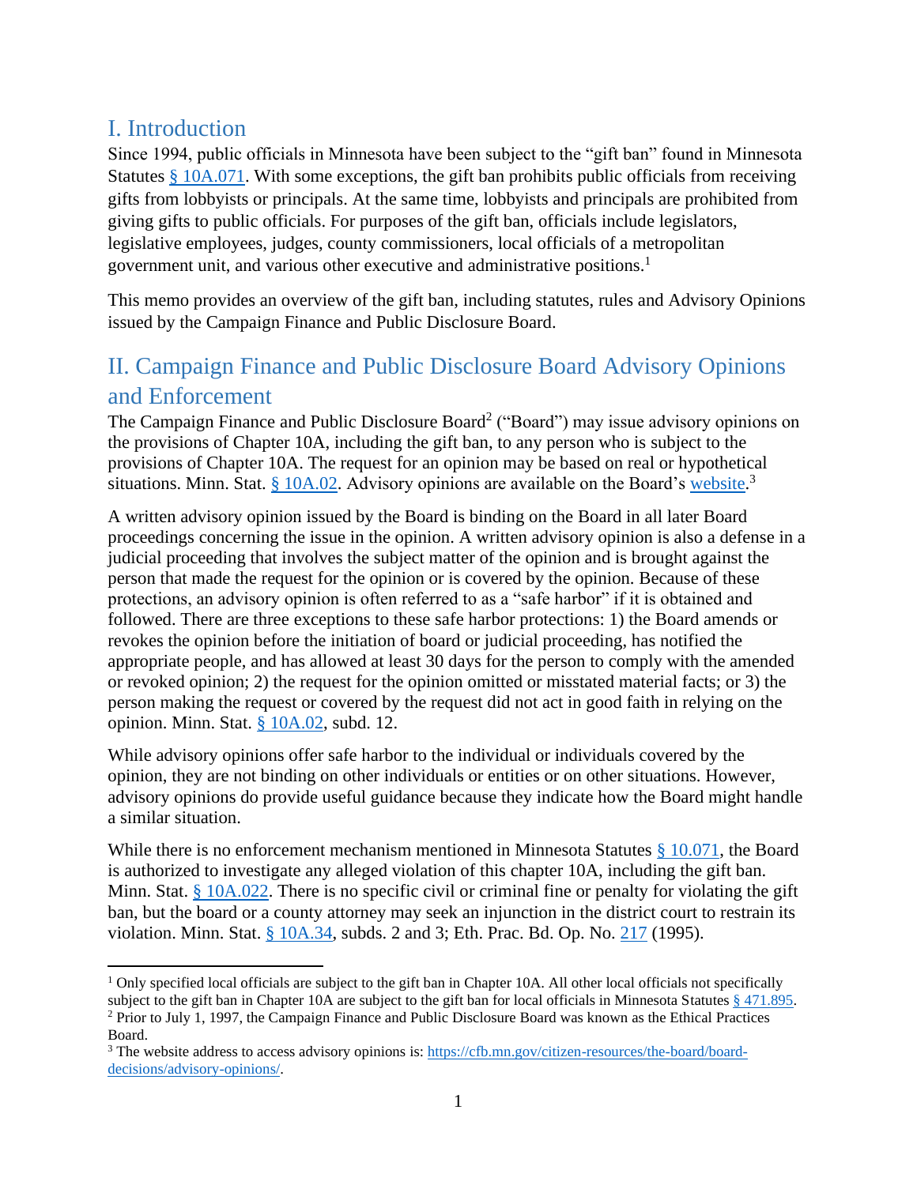## I. Introduction

Since 1994, public officials in Minnesota have been subject to the "gift ban" found in Minnesota Statutes § 10A.071. With some exceptions, the gift ban prohibits public officials from receiving gifts from lobbyists or principals. At the same time, lobbyists and principals are prohibited from giving gifts to public officials. For purposes of the gift ban, officials include legislators, legislative employees, judges, county commissioners, local officials of a metropolitan government unit, and various other executive and administrative positions.[1]

This memo provides an overview of the gift ban, including statutes, rules and Advisory Opinions issued by the Campaign Finance and Public Disclosure Board.

## II. Campaign Finance and Public Disclosure Board Advisory Opinions and Enforcement

The Campaign Finance and Public Disclosure Board[2] ("Board") may issue advisory opinions on the provisions of Chapter 10A, including the gift ban, to any person who is subject to the provisions of Chapter 10A. The request for an opinion may be based on real or hypothetical situations. Minn. Stat. § 10A.02. Advisory opinions are available on the Board's website.[3]

A written advisory opinion issued by the Board is binding on the Board in all later Board proceedings concerning the issue in the opinion. A written advisory opinion is also a defense in a judicial proceeding that involves the subject matter of the opinion and is brought against the person that made the request for the opinion or is covered by the opinion. Because of these protections, an advisory opinion is often referred to as a "safe harbor" if it is obtained and followed. There are three exceptions to these safe harbor protections: 1) the Board amends or revokes the opinion before the initiation of board or judicial proceeding, has notified the appropriate people, and has allowed at least 30 days for the person to comply with the amended or revoked opinion; 2) the request for the opinion omitted or misstated material facts; or 3) the person making the request or covered by the request did not act in good faith in relying on the opinion. Minn. Stat. § 10A.02, subd. 12.

While advisory opinions offer safe harbor to the individual or individuals covered by the opinion, they are not binding on other individuals or entities or on other situations. However, advisory opinions do provide useful guidance because they indicate how the Board might handle a similar situation.

While there is no enforcement mechanism mentioned in Minnesota Statutes § 10.071, the Board is authorized to investigate any alleged violation of this chapter 10A, including the gift ban. Minn. Stat. § 10A.022. There is no specific civil or criminal fine or penalty for violating the gift ban, but the board or a county attorney may seek an injunction in the district court to restrain its violation. Minn. Stat. § 10A.34, subds. 2 and 3; Eth. Prac. Bd. Op. No. 217 (1995).

---

[1] Only specified local officials are subject to the gift ban in Chapter 10A. All other local officials not specifically subject to the gift ban in Chapter 10A are subject to the gift ban for local officials in Minnesota Statutes § 471.895.

[2] Prior to July 1, 1997, the Campaign Finance and Public Disclosure Board was known as the Ethical Practices Board.

[3] The website address to access advisory opinions is: https://cfb.mn.gov/citizen-resources/the-board/board-decisions/advisory-opinions/.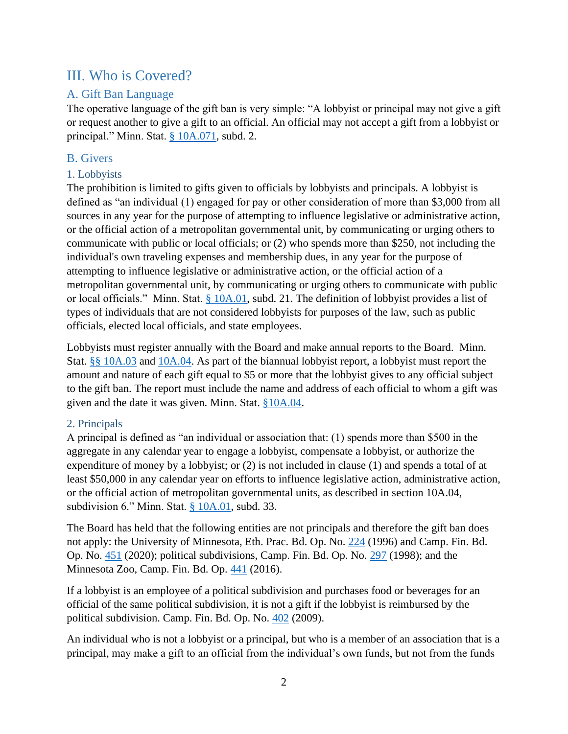## III. Who is Covered?

### A. Gift Ban Language

The operative language of the gift ban is very simple: "A lobbyist or principal may not give a gift or request another to give a gift to an official. An official may not accept a gift from a lobbyist or principal." Minn. Stat. § 10A.071, subd. 2.

### B. Givers

#### 1. Lobbyists

The prohibition is limited to gifts given to officials by lobbyists and principals. A lobbyist is defined as "an individual (1) engaged for pay or other consideration of more than $3,000 from all sources in any year for the purpose of attempting to influence legislative or administrative action, or the official action of a metropolitan governmental unit, by communicating or urging others to communicate with public or local officials; or (2) who spends more than $250, not including the individual's own traveling expenses and membership dues, in any year for the purpose of attempting to influence legislative or administrative action, or the official action of a metropolitan governmental unit, by communicating or urging others to communicate with public or local officials." Minn. Stat. § 10A.01, subd. 21. The definition of lobbyist provides a list of types of individuals that are not considered lobbyists for purposes of the law, such as public officials, elected local officials, and state employees.

Lobbyists must register annually with the Board and make annual reports to the Board. Minn. Stat. §§ 10A.03 and 10A.04. As part of the biannual lobbyist report, a lobbyist must report the amount and nature of each gift equal to $5 or more that the lobbyist gives to any official subject to the gift ban. The report must include the name and address of each official to whom a gift was given and the date it was given. Minn. Stat. §10A.04.

#### 2. Principals

A principal is defined as "an individual or association that: (1) spends more than $500 in the aggregate in any calendar year to engage a lobbyist, compensate a lobbyist, or authorize the expenditure of money by a lobbyist; or (2) is not included in clause (1) and spends a total of at least $50,000 in any calendar year on efforts to influence legislative action, administrative action, or the official action of metropolitan governmental units, as described in section 10A.04, subdivision 6." Minn. Stat. § 10A.01, subd. 33.

The Board has held that the following entities are not principals and therefore the gift ban does not apply: the University of Minnesota, Eth. Prac. Bd. Op. No. 224 (1996) and Camp. Fin. Bd. Op. No. 451 (2020); political subdivisions, Camp. Fin. Bd. Op. No. 297 (1998); and the Minnesota Zoo, Camp. Fin. Bd. Op. 441 (2016).

If a lobbyist is an employee of a political subdivision and purchases food or beverages for an official of the same political subdivision, it is not a gift if the lobbyist is reimbursed by the political subdivision. Camp. Fin. Bd. Op. No. 402 (2009).

An individual who is not a lobbyist or a principal, but who is a member of an association that is a principal, may make a gift to an official from the individual's own funds, but not from the funds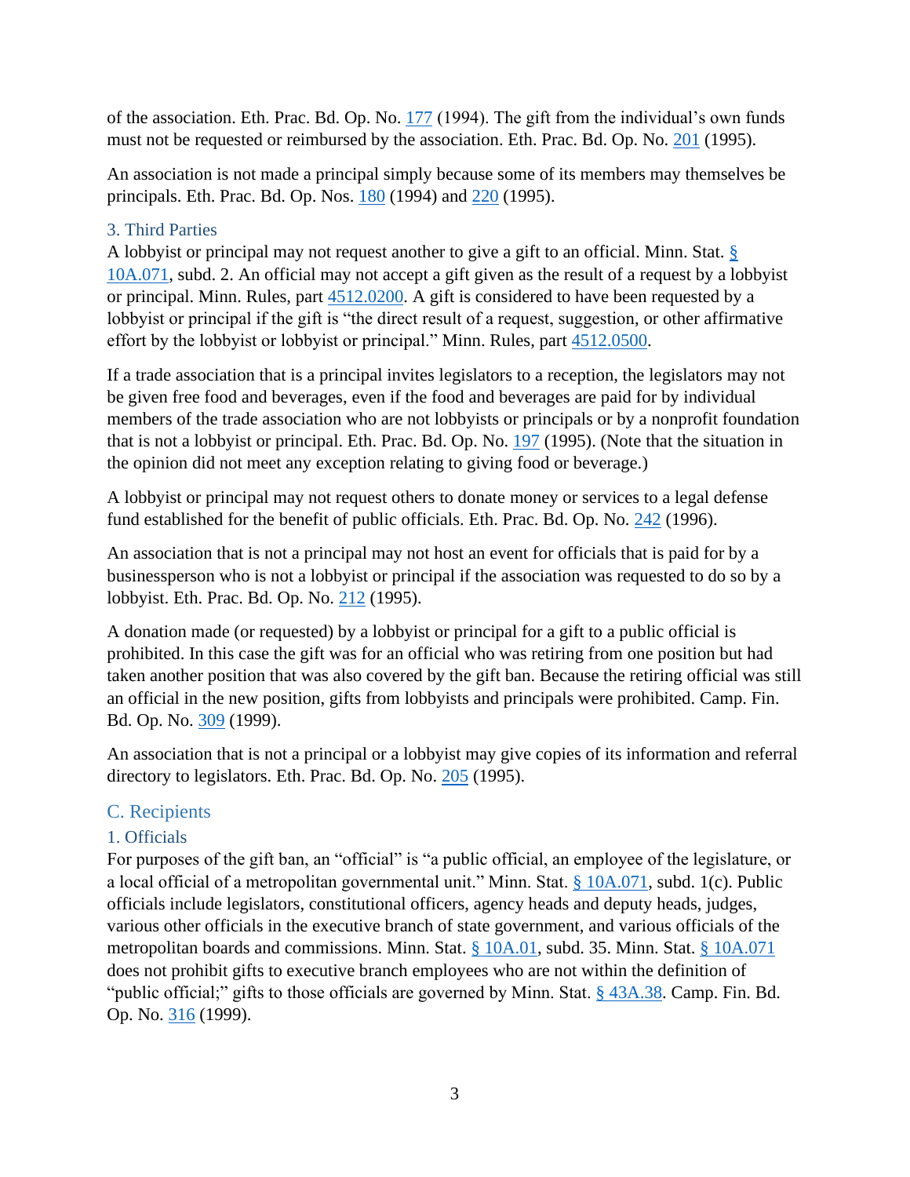of the association. Eth. Prac. Bd. Op. No. 177 (1994). The gift from the individual's own funds must not be requested or reimbursed by the association. Eth. Prac. Bd. Op. No. 201 (1995).

An association is not made a principal simply because some of its members may themselves be principals. Eth. Prac. Bd. Op. Nos. 180 (1994) and 220 (1995).

### 3. Third Parties

A lobbyist or principal may not request another to give a gift to an official. Minn. Stat. § 10A.071, subd. 2. An official may not accept a gift given as the result of a request by a lobbyist or principal. Minn. Rules, part 4512.0200. A gift is considered to have been requested by a lobbyist or principal if the gift is "the direct result of a request, suggestion, or other affirmative effort by the lobbyist or lobbyist or principal." Minn. Rules, part 4512.0500.

If a trade association that is a principal invites legislators to a reception, the legislators may not be given free food and beverages, even if the food and beverages are paid for by individual members of the trade association who are not lobbyists or principals or by a nonprofit foundation that is not a lobbyist or principal. Eth. Prac. Bd. Op. No. 197 (1995). (Note that the situation in the opinion did not meet any exception relating to giving food or beverage.)

A lobbyist or principal may not request others to donate money or services to a legal defense fund established for the benefit of public officials. Eth. Prac. Bd. Op. No. 242 (1996).

An association that is not a principal may not host an event for officials that is paid for by a businessperson who is not a lobbyist or principal if the association was requested to do so by a lobbyist. Eth. Prac. Bd. Op. No. 212 (1995).

A donation made (or requested) by a lobbyist or principal for a gift to a public official is prohibited. In this case the gift was for an official who was retiring from one position but had taken another position that was also covered by the gift ban. Because the retiring official was still an official in the new position, gifts from lobbyists and principals were prohibited. Camp. Fin. Bd. Op. No. 309 (1999).

An association that is not a principal or a lobbyist may give copies of its information and referral directory to legislators. Eth. Prac. Bd. Op. No. 205 (1995).

## C. Recipients

### 1. Officials

For purposes of the gift ban, an "official" is "a public official, an employee of the legislature, or a local official of a metropolitan governmental unit." Minn. Stat. § 10A.071, subd. 1(c). Public officials include legislators, constitutional officers, agency heads and deputy heads, judges, various other officials in the executive branch of state government, and various officials of the metropolitan boards and commissions. Minn. Stat. § 10A.01, subd. 35. Minn. Stat. § 10A.071 does not prohibit gifts to executive branch employees who are not within the definition of "public official;" gifts to those officials are governed by Minn. Stat. § 43A.38. Camp. Fin. Bd. Op. No. 316 (1999).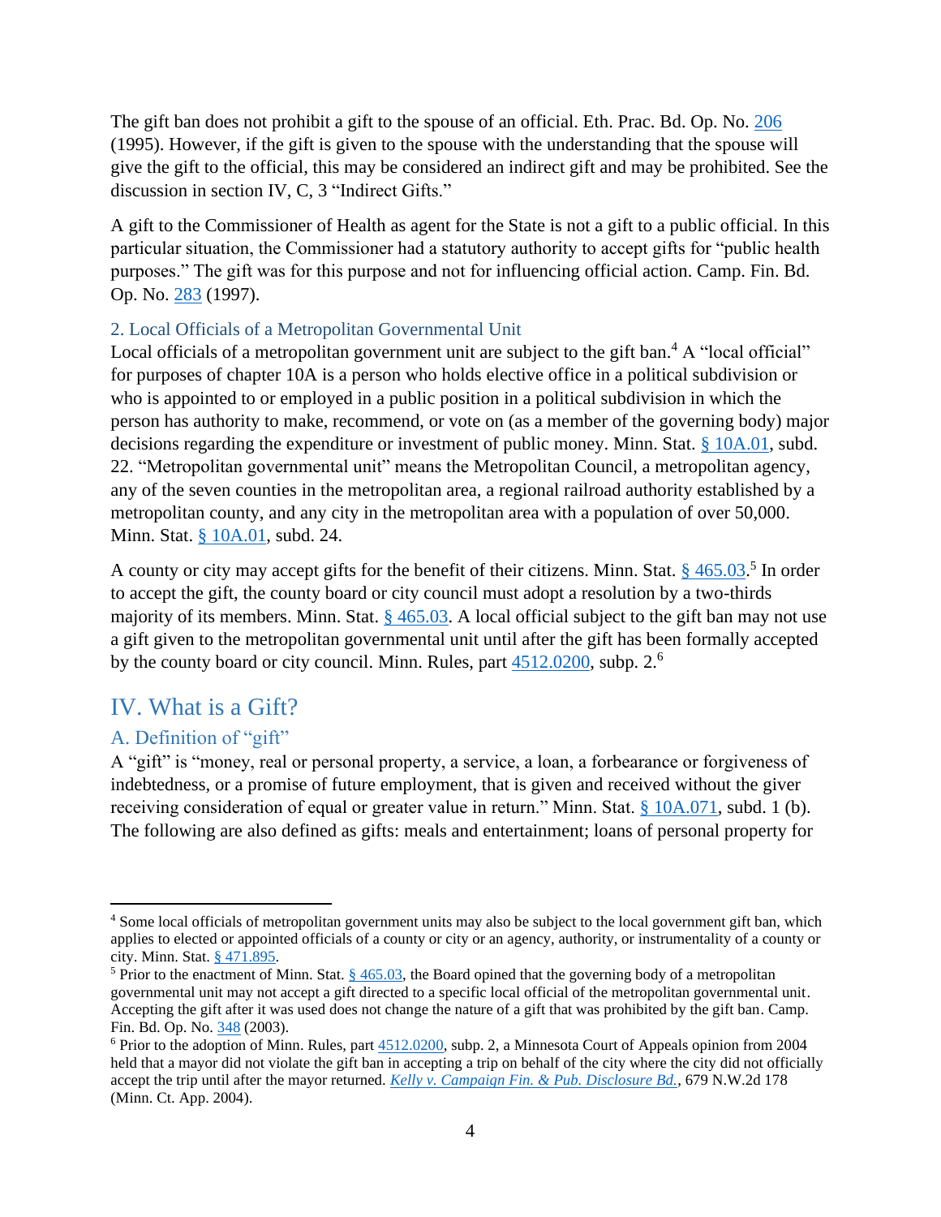The gift ban does not prohibit a gift to the spouse of an official. Eth. Prac. Bd. Op. No. 206 (1995). However, if the gift is given to the spouse with the understanding that the spouse will give the gift to the official, this may be considered an indirect gift and may be prohibited. See the discussion in section IV, C, 3 "Indirect Gifts."

A gift to the Commissioner of Health as agent for the State is not a gift to a public official. In this particular situation, the Commissioner had a statutory authority to accept gifts for "public health purposes." The gift was for this purpose and not for influencing official action. Camp. Fin. Bd. Op. No. 283 (1997).

### 2. Local Officials of a Metropolitan Governmental Unit

Local officials of a metropolitan government unit are subject to the gift ban.[4] A "local official" for purposes of chapter 10A is a person who holds elective office in a political subdivision or who is appointed to or employed in a public position in a political subdivision in which the person has authority to make, recommend, or vote on (as a member of the governing body) major decisions regarding the expenditure or investment of public money. Minn. Stat. § 10A.01, subd. 22. "Metropolitan governmental unit" means the Metropolitan Council, a metropolitan agency, any of the seven counties in the metropolitan area, a regional railroad authority established by a metropolitan county, and any city in the metropolitan area with a population of over 50,000. Minn. Stat. § 10A.01, subd. 24.

A county or city may accept gifts for the benefit of their citizens. Minn. Stat. § 465.03.[5] In order to accept the gift, the county board or city council must adopt a resolution by a two-thirds majority of its members. Minn. Stat. § 465.03. A local official subject to the gift ban may not use a gift given to the metropolitan governmental unit until after the gift has been formally accepted by the county board or city council. Minn. Rules, part 4512.0200, subp. 2.[6]

# IV. What is a Gift?

## A. Definition of "gift"

A "gift" is "money, real or personal property, a service, a loan, a forbearance or forgiveness of indebtedness, or a promise of future employment, that is given and received without the giver receiving consideration of equal or greater value in return." Minn. Stat. § 10A.071, subd. 1 (b). The following are also defined as gifts: meals and entertainment; loans of personal property for

---

[4] Some local officials of metropolitan government units may also be subject to the local government gift ban, which applies to elected or appointed officials of a county or city or an agency, authority, or instrumentality of a county or city. Minn. Stat. § 471.895.

[5] Prior to the enactment of Minn. Stat. § 465.03, the Board opined that the governing body of a metropolitan governmental unit may not accept a gift directed to a specific local official of the metropolitan governmental unit. Accepting the gift after it was used does not change the nature of a gift that was prohibited by the gift ban. Camp. Fin. Bd. Op. No. 348 (2003).

[6] Prior to the adoption of Minn. Rules, part 4512.0200, subp. 2, a Minnesota Court of Appeals opinion from 2004 held that a mayor did not violate the gift ban in accepting a trip on behalf of the city where the city did not officially accept the trip until after the mayor returned. *Kelly v. Campaign Fin. & Pub. Disclosure Bd.*, 679 N.W.2d 178 (Minn. Ct. App. 2004).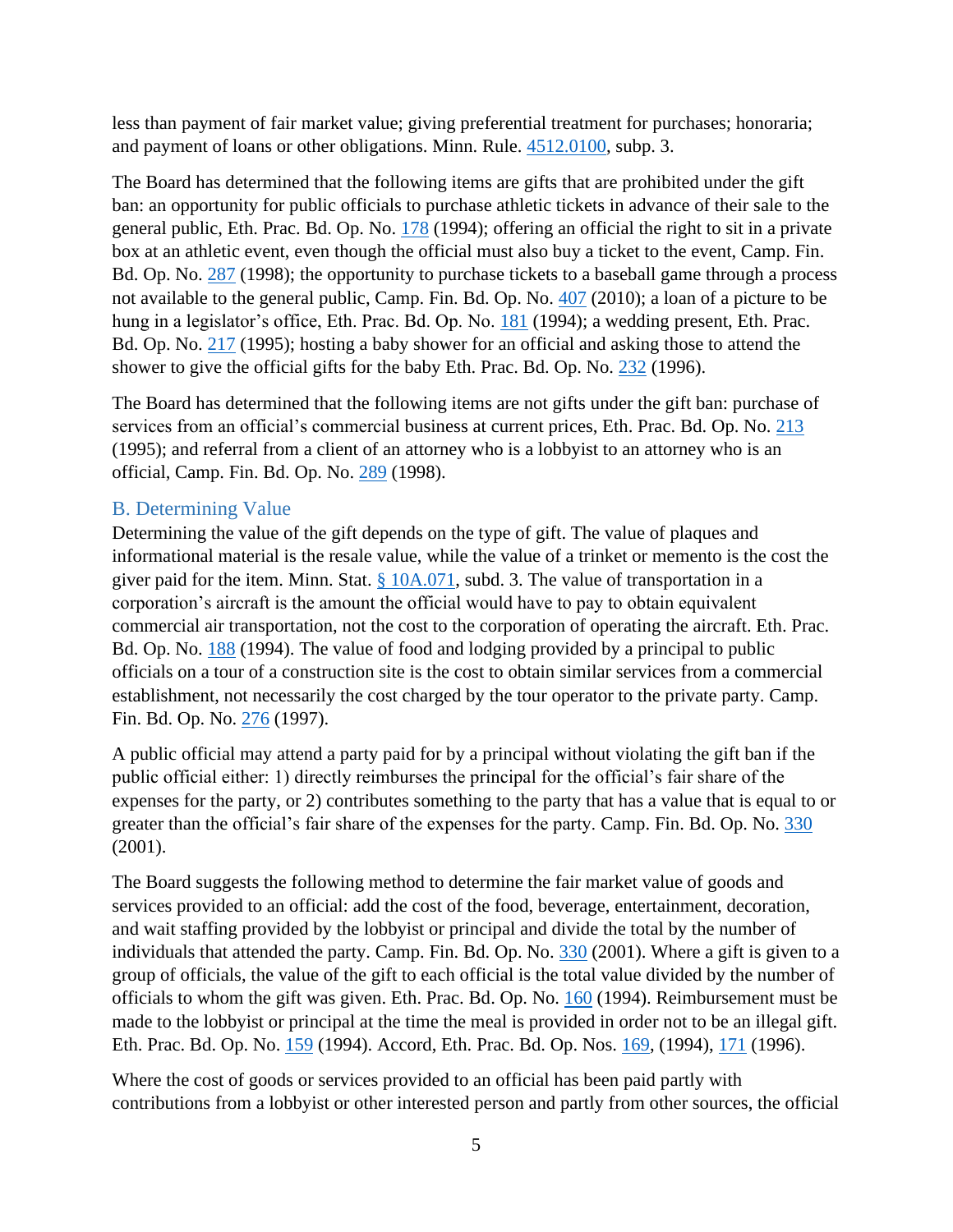less than payment of fair market value; giving preferential treatment for purchases; honoraria; and payment of loans or other obligations. Minn. Rule. 4512.0100, subp. 3.

The Board has determined that the following items are gifts that are prohibited under the gift ban: an opportunity for public officials to purchase athletic tickets in advance of their sale to the general public, Eth. Prac. Bd. Op. No. 178 (1994); offering an official the right to sit in a private box at an athletic event, even though the official must also buy a ticket to the event, Camp. Fin. Bd. Op. No. 287 (1998); the opportunity to purchase tickets to a baseball game through a process not available to the general public, Camp. Fin. Bd. Op. No. 407 (2010); a loan of a picture to be hung in a legislator's office, Eth. Prac. Bd. Op. No. 181 (1994); a wedding present, Eth. Prac. Bd. Op. No. 217 (1995); hosting a baby shower for an official and asking those to attend the shower to give the official gifts for the baby Eth. Prac. Bd. Op. No. 232 (1996).

The Board has determined that the following items are not gifts under the gift ban: purchase of services from an official's commercial business at current prices, Eth. Prac. Bd. Op. No. 213 (1995); and referral from a client of an attorney who is a lobbyist to an attorney who is an official, Camp. Fin. Bd. Op. No. 289 (1998).

### B. Determining Value

Determining the value of the gift depends on the type of gift. The value of plaques and informational material is the resale value, while the value of a trinket or memento is the cost the giver paid for the item. Minn. Stat. § 10A.071, subd. 3. The value of transportation in a corporation's aircraft is the amount the official would have to pay to obtain equivalent commercial air transportation, not the cost to the corporation of operating the aircraft. Eth. Prac. Bd. Op. No. 188 (1994). The value of food and lodging provided by a principal to public officials on a tour of a construction site is the cost to obtain similar services from a commercial establishment, not necessarily the cost charged by the tour operator to the private party. Camp. Fin. Bd. Op. No. 276 (1997).

A public official may attend a party paid for by a principal without violating the gift ban if the public official either: 1) directly reimburses the principal for the official's fair share of the expenses for the party, or 2) contributes something to the party that has a value that is equal to or greater than the official's fair share of the expenses for the party. Camp. Fin. Bd. Op. No. 330 (2001).

The Board suggests the following method to determine the fair market value of goods and services provided to an official: add the cost of the food, beverage, entertainment, decoration, and wait staffing provided by the lobbyist or principal and divide the total by the number of individuals that attended the party. Camp. Fin. Bd. Op. No. 330 (2001). Where a gift is given to a group of officials, the value of the gift to each official is the total value divided by the number of officials to whom the gift was given. Eth. Prac. Bd. Op. No. 160 (1994). Reimbursement must be made to the lobbyist or principal at the time the meal is provided in order not to be an illegal gift. Eth. Prac. Bd. Op. No. 159 (1994). Accord, Eth. Prac. Bd. Op. Nos. 169, (1994), 171 (1996).

Where the cost of goods or services provided to an official has been paid partly with contributions from a lobbyist or other interested person and partly from other sources, the official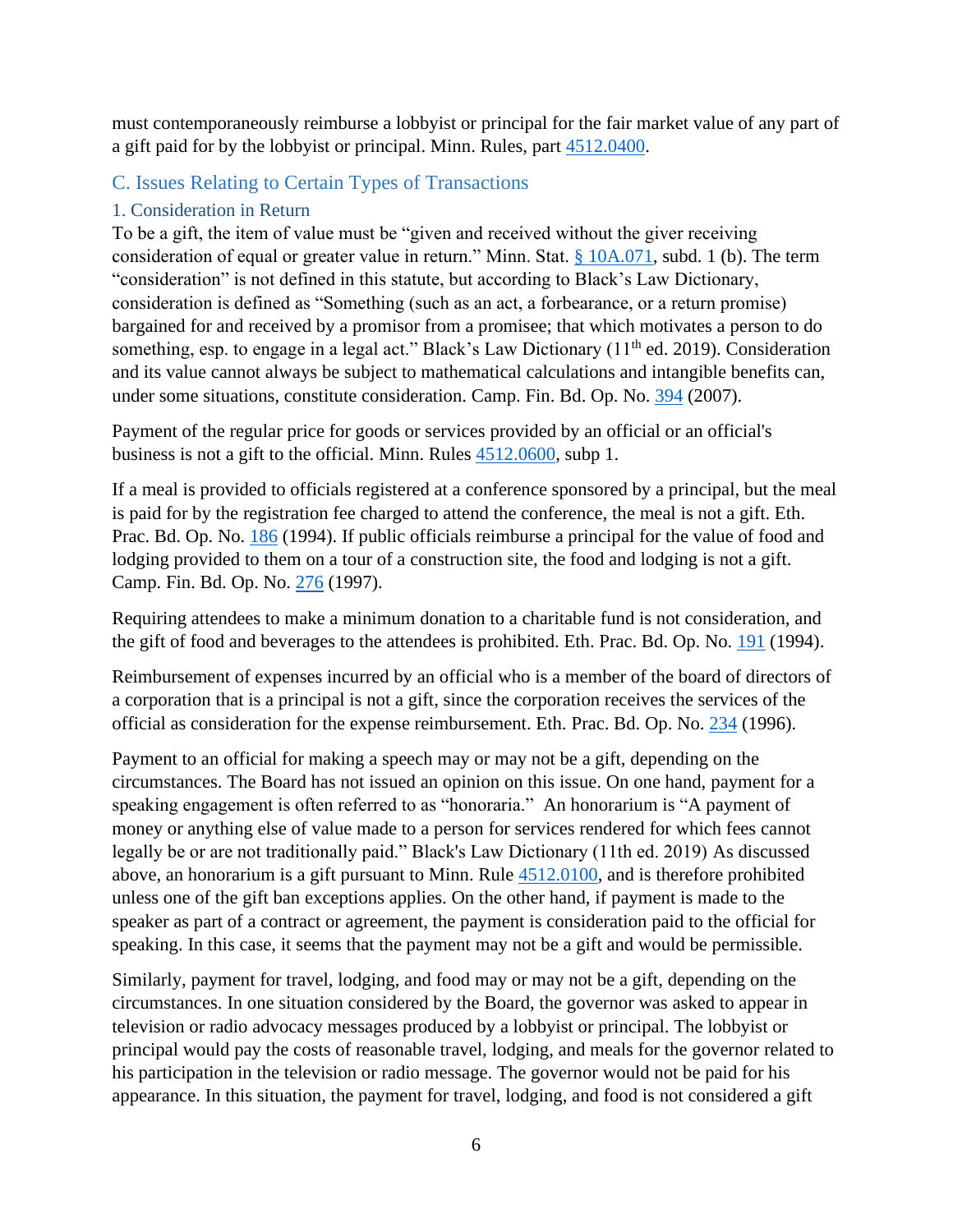must contemporaneously reimburse a lobbyist or principal for the fair market value of any part of a gift paid for by the lobbyist or principal. Minn. Rules, part 4512.0400.

## C. Issues Relating to Certain Types of Transactions

### 1. Consideration in Return

To be a gift, the item of value must be "given and received without the giver receiving consideration of equal or greater value in return." Minn. Stat. § 10A.071, subd. 1 (b). The term "consideration" is not defined in this statute, but according to Black's Law Dictionary, consideration is defined as "Something (such as an act, a forbearance, or a return promise) bargained for and received by a promisor from a promisee; that which motivates a person to do something, esp. to engage in a legal act." Black's Law Dictionary (11th ed. 2019). Consideration and its value cannot always be subject to mathematical calculations and intangible benefits can, under some situations, constitute consideration. Camp. Fin. Bd. Op. No. 394 (2007).

Payment of the regular price for goods or services provided by an official or an official's business is not a gift to the official. Minn. Rules 4512.0600, subp 1.

If a meal is provided to officials registered at a conference sponsored by a principal, but the meal is paid for by the registration fee charged to attend the conference, the meal is not a gift. Eth. Prac. Bd. Op. No. 186 (1994). If public officials reimburse a principal for the value of food and lodging provided to them on a tour of a construction site, the food and lodging is not a gift. Camp. Fin. Bd. Op. No. 276 (1997).

Requiring attendees to make a minimum donation to a charitable fund is not consideration, and the gift of food and beverages to the attendees is prohibited. Eth. Prac. Bd. Op. No. 191 (1994).

Reimbursement of expenses incurred by an official who is a member of the board of directors of a corporation that is a principal is not a gift, since the corporation receives the services of the official as consideration for the expense reimbursement. Eth. Prac. Bd. Op. No. 234 (1996).

Payment to an official for making a speech may or may not be a gift, depending on the circumstances. The Board has not issued an opinion on this issue. On one hand, payment for a speaking engagement is often referred to as "honoraria." An honorarium is "A payment of money or anything else of value made to a person for services rendered for which fees cannot legally be or are not traditionally paid." Black's Law Dictionary (11th ed. 2019) As discussed above, an honorarium is a gift pursuant to Minn. Rule 4512.0100, and is therefore prohibited unless one of the gift ban exceptions applies. On the other hand, if payment is made to the speaker as part of a contract or agreement, the payment is consideration paid to the official for speaking. In this case, it seems that the payment may not be a gift and would be permissible.

Similarly, payment for travel, lodging, and food may or may not be a gift, depending on the circumstances. In one situation considered by the Board, the governor was asked to appear in television or radio advocacy messages produced by a lobbyist or principal. The lobbyist or principal would pay the costs of reasonable travel, lodging, and meals for the governor related to his participation in the television or radio message. The governor would not be paid for his appearance. In this situation, the payment for travel, lodging, and food is not considered a gift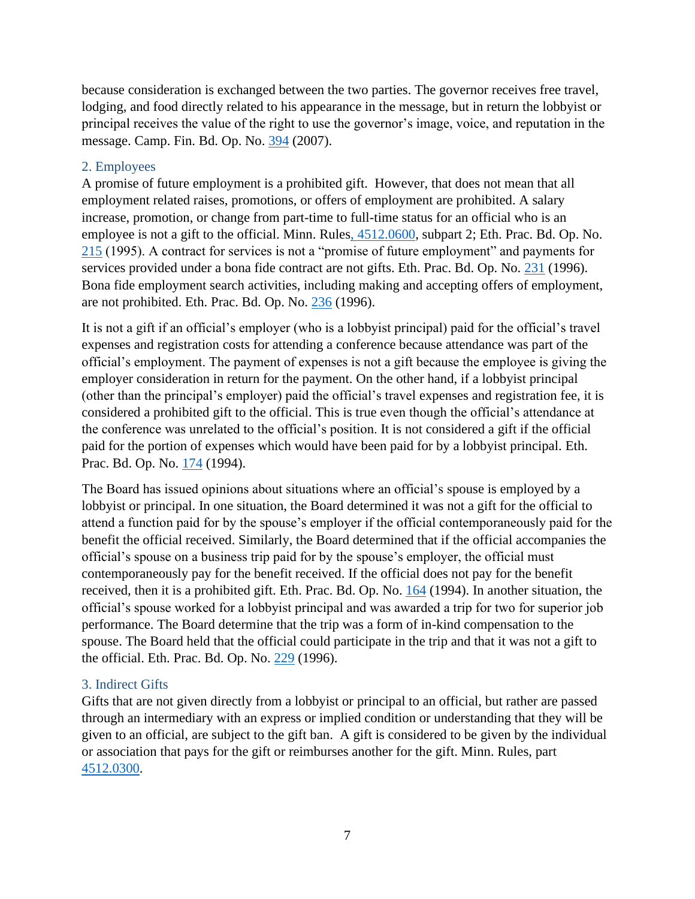because consideration is exchanged between the two parties. The governor receives free travel, lodging, and food directly related to his appearance in the message, but in return the lobbyist or principal receives the value of the right to use the governor's image, voice, and reputation in the message. Camp. Fin. Bd. Op. No. 394 (2007).

### 2. Employees

A promise of future employment is a prohibited gift. However, that does not mean that all employment related raises, promotions, or offers of employment are prohibited. A salary increase, promotion, or change from part-time to full-time status for an official who is an employee is not a gift to the official. Minn. Rules, 4512.0600, subpart 2; Eth. Prac. Bd. Op. No. 215 (1995). A contract for services is not a "promise of future employment" and payments for services provided under a bona fide contract are not gifts. Eth. Prac. Bd. Op. No. 231 (1996). Bona fide employment search activities, including making and accepting offers of employment, are not prohibited. Eth. Prac. Bd. Op. No. 236 (1996).

It is not a gift if an official's employer (who is a lobbyist principal) paid for the official's travel expenses and registration costs for attending a conference because attendance was part of the official's employment. The payment of expenses is not a gift because the employee is giving the employer consideration in return for the payment. On the other hand, if a lobbyist principal (other than the principal's employer) paid the official's travel expenses and registration fee, it is considered a prohibited gift to the official. This is true even though the official's attendance at the conference was unrelated to the official's position. It is not considered a gift if the official paid for the portion of expenses which would have been paid for by a lobbyist principal. Eth. Prac. Bd. Op. No. 174 (1994).

The Board has issued opinions about situations where an official's spouse is employed by a lobbyist or principal. In one situation, the Board determined it was not a gift for the official to attend a function paid for by the spouse's employer if the official contemporaneously paid for the benefit the official received. Similarly, the Board determined that if the official accompanies the official's spouse on a business trip paid for by the spouse's employer, the official must contemporaneously pay for the benefit received. If the official does not pay for the benefit received, then it is a prohibited gift. Eth. Prac. Bd. Op. No. 164 (1994). In another situation, the official's spouse worked for a lobbyist principal and was awarded a trip for two for superior job performance. The Board determine that the trip was a form of in-kind compensation to the spouse. The Board held that the official could participate in the trip and that it was not a gift to the official. Eth. Prac. Bd. Op. No. 229 (1996).

### 3. Indirect Gifts

Gifts that are not given directly from a lobbyist or principal to an official, but rather are passed through an intermediary with an express or implied condition or understanding that they will be given to an official, are subject to the gift ban. A gift is considered to be given by the individual or association that pays for the gift or reimburses another for the gift. Minn. Rules, part 4512.0300.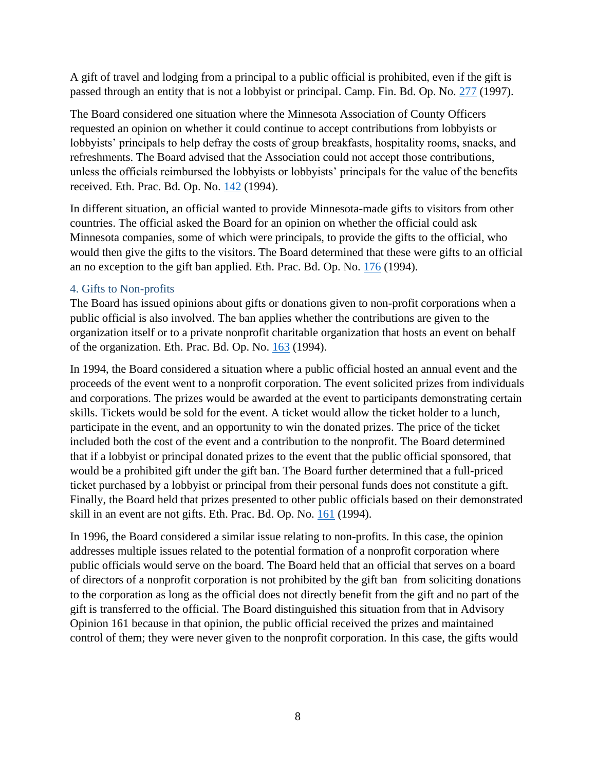A gift of travel and lodging from a principal to a public official is prohibited, even if the gift is passed through an entity that is not a lobbyist or principal. Camp. Fin. Bd. Op. No. 277 (1997).

The Board considered one situation where the Minnesota Association of County Officers requested an opinion on whether it could continue to accept contributions from lobbyists or lobbyists' principals to help defray the costs of group breakfasts, hospitality rooms, snacks, and refreshments. The Board advised that the Association could not accept those contributions, unless the officials reimbursed the lobbyists or lobbyists' principals for the value of the benefits received. Eth. Prac. Bd. Op. No. 142 (1994).

In different situation, an official wanted to provide Minnesota-made gifts to visitors from other countries. The official asked the Board for an opinion on whether the official could ask Minnesota companies, some of which were principals, to provide the gifts to the official, who would then give the gifts to the visitors. The Board determined that these were gifts to an official an no exception to the gift ban applied. Eth. Prac. Bd. Op. No. 176 (1994).

### 4. Gifts to Non-profits

The Board has issued opinions about gifts or donations given to non-profit corporations when a public official is also involved. The ban applies whether the contributions are given to the organization itself or to a private nonprofit charitable organization that hosts an event on behalf of the organization. Eth. Prac. Bd. Op. No. 163 (1994).

In 1994, the Board considered a situation where a public official hosted an annual event and the proceeds of the event went to a nonprofit corporation. The event solicited prizes from individuals and corporations. The prizes would be awarded at the event to participants demonstrating certain skills. Tickets would be sold for the event. A ticket would allow the ticket holder to a lunch, participate in the event, and an opportunity to win the donated prizes. The price of the ticket included both the cost of the event and a contribution to the nonprofit. The Board determined that if a lobbyist or principal donated prizes to the event that the public official sponsored, that would be a prohibited gift under the gift ban. The Board further determined that a full-priced ticket purchased by a lobbyist or principal from their personal funds does not constitute a gift. Finally, the Board held that prizes presented to other public officials based on their demonstrated skill in an event are not gifts. Eth. Prac. Bd. Op. No. 161 (1994).

In 1996, the Board considered a similar issue relating to non-profits. In this case, the opinion addresses multiple issues related to the potential formation of a nonprofit corporation where public officials would serve on the board. The Board held that an official that serves on a board of directors of a nonprofit corporation is not prohibited by the gift ban from soliciting donations to the corporation as long as the official does not directly benefit from the gift and no part of the gift is transferred to the official. The Board distinguished this situation from that in Advisory Opinion 161 because in that opinion, the public official received the prizes and maintained control of them; they were never given to the nonprofit corporation. In this case, the gifts would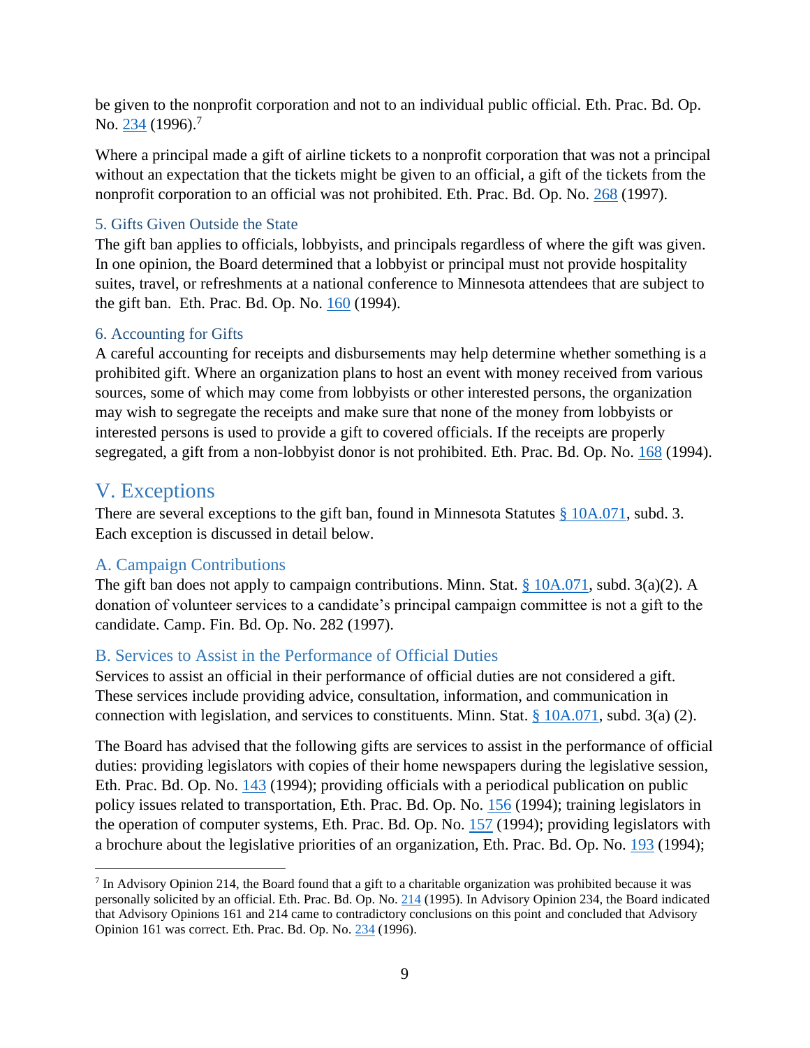be given to the nonprofit corporation and not to an individual public official. Eth. Prac. Bd. Op. No. 234 (1996).[7]

Where a principal made a gift of airline tickets to a nonprofit corporation that was not a principal without an expectation that the tickets might be given to an official, a gift of the tickets from the nonprofit corporation to an official was not prohibited. Eth. Prac. Bd. Op. No. 268 (1997).

### 5. Gifts Given Outside the State

The gift ban applies to officials, lobbyists, and principals regardless of where the gift was given. In one opinion, the Board determined that a lobbyist or principal must not provide hospitality suites, travel, or refreshments at a national conference to Minnesota attendees that are subject to the gift ban. Eth. Prac. Bd. Op. No. 160 (1994).

### 6. Accounting for Gifts

A careful accounting for receipts and disbursements may help determine whether something is a prohibited gift. Where an organization plans to host an event with money received from various sources, some of which may come from lobbyists or other interested persons, the organization may wish to segregate the receipts and make sure that none of the money from lobbyists or interested persons is used to provide a gift to covered officials. If the receipts are properly segregated, a gift from a non-lobbyist donor is not prohibited. Eth. Prac. Bd. Op. No. 168 (1994).

## V. Exceptions

There are several exceptions to the gift ban, found in Minnesota Statutes § 10A.071, subd. 3. Each exception is discussed in detail below.

### A. Campaign Contributions

The gift ban does not apply to campaign contributions. Minn. Stat. § 10A.071, subd. 3(a)(2). A donation of volunteer services to a candidate's principal campaign committee is not a gift to the candidate. Camp. Fin. Bd. Op. No. 282 (1997).

### B. Services to Assist in the Performance of Official Duties

Services to assist an official in their performance of official duties are not considered a gift. These services include providing advice, consultation, information, and communication in connection with legislation, and services to constituents. Minn. Stat. § 10A.071, subd. 3(a) (2).

The Board has advised that the following gifts are services to assist in the performance of official duties: providing legislators with copies of their home newspapers during the legislative session, Eth. Prac. Bd. Op. No. 143 (1994); providing officials with a periodical publication on public policy issues related to transportation, Eth. Prac. Bd. Op. No. 156 (1994); training legislators in the operation of computer systems, Eth. Prac. Bd. Op. No. 157 (1994); providing legislators with a brochure about the legislative priorities of an organization, Eth. Prac. Bd. Op. No. 193 (1994);

---

[7] In Advisory Opinion 214, the Board found that a gift to a charitable organization was prohibited because it was personally solicited by an official. Eth. Prac. Bd. Op. No. 214 (1995). In Advisory Opinion 234, the Board indicated that Advisory Opinions 161 and 214 came to contradictory conclusions on this point and concluded that Advisory Opinion 161 was correct. Eth. Prac. Bd. Op. No. 234 (1996).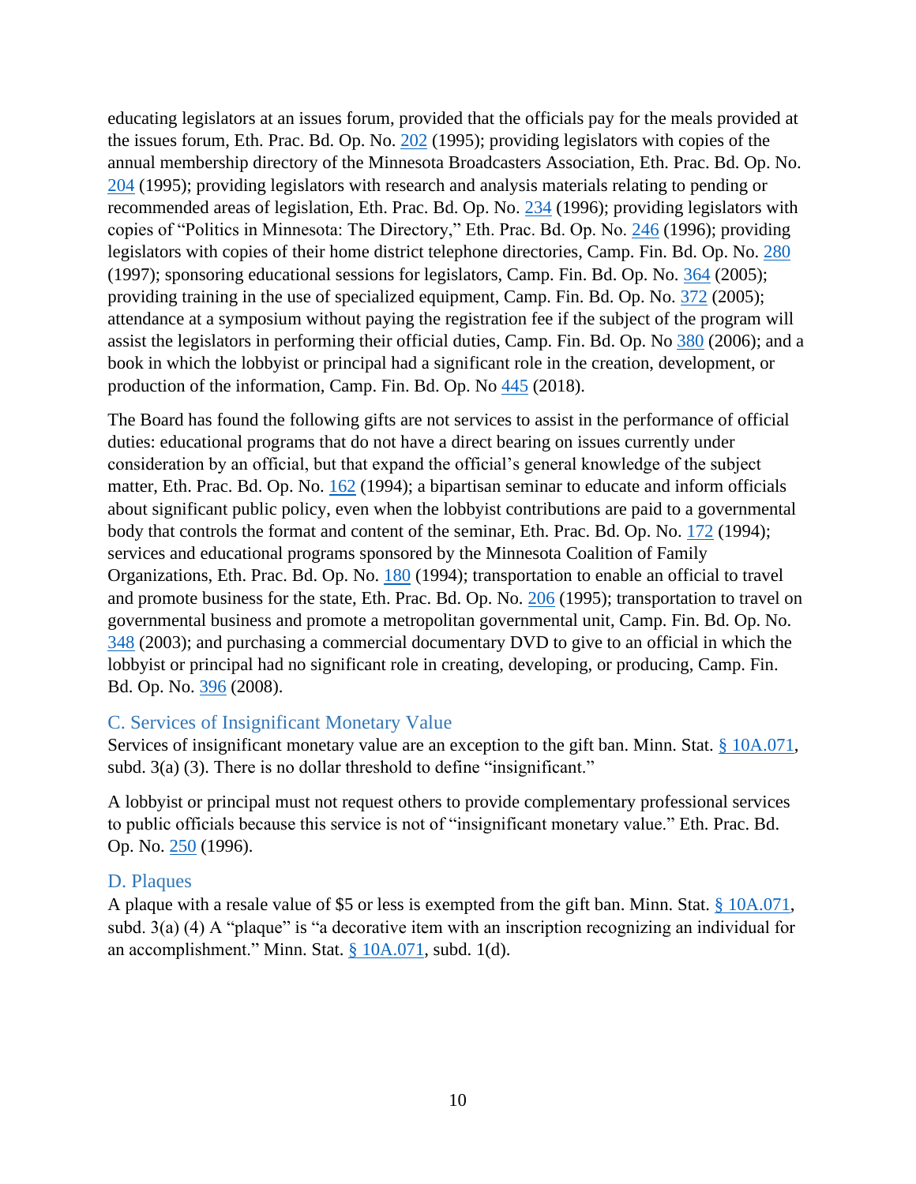educating legislators at an issues forum, provided that the officials pay for the meals provided at the issues forum, Eth. Prac. Bd. Op. No. 202 (1995); providing legislators with copies of the annual membership directory of the Minnesota Broadcasters Association, Eth. Prac. Bd. Op. No. 204 (1995); providing legislators with research and analysis materials relating to pending or recommended areas of legislation, Eth. Prac. Bd. Op. No. 234 (1996); providing legislators with copies of "Politics in Minnesota: The Directory," Eth. Prac. Bd. Op. No. 246 (1996); providing legislators with copies of their home district telephone directories, Camp. Fin. Bd. Op. No. 280 (1997); sponsoring educational sessions for legislators, Camp. Fin. Bd. Op. No. 364 (2005); providing training in the use of specialized equipment, Camp. Fin. Bd. Op. No. 372 (2005); attendance at a symposium without paying the registration fee if the subject of the program will assist the legislators in performing their official duties, Camp. Fin. Bd. Op No 380 (2006); and a book in which the lobbyist or principal had a significant role in the creation, development, or production of the information, Camp. Fin. Bd. Op No 445 (2018).

The Board has found the following gifts are not services to assist in the performance of official duties: educational programs that do not have a direct bearing on issues currently under consideration by an official, but that expand the official's general knowledge of the subject matter, Eth. Prac. Bd. Op. No. 162 (1994); a bipartisan seminar to educate and inform officials about significant public policy, even when the lobbyist contributions are paid to a governmental body that controls the format and content of the seminar, Eth. Prac. Bd. Op. No. 172 (1994); services and educational programs sponsored by the Minnesota Coalition of Family Organizations, Eth. Prac. Bd. Op. No. 180 (1994); transportation to enable an official to travel and promote business for the state, Eth. Prac. Bd. Op. No. 206 (1995); transportation to travel on governmental business and promote a metropolitan governmental unit, Camp. Fin. Bd. Op. No. 348 (2003); and purchasing a commercial documentary DVD to give to an official in which the lobbyist or principal had no significant role in creating, developing, or producing, Camp. Fin. Bd. Op. No. 396 (2008).

### C. Services of Insignificant Monetary Value

Services of insignificant monetary value are an exception to the gift ban. Minn. Stat. § 10A.071, subd. 3(a) (3). There is no dollar threshold to define "insignificant."

A lobbyist or principal must not request others to provide complementary professional services to public officials because this service is not of "insignificant monetary value." Eth. Prac. Bd. Op. No. 250 (1996).

### D. Plaques

A plaque with a resale value of $5 or less is exempted from the gift ban. Minn. Stat. § 10A.071, subd. 3(a) (4) A "plaque" is "a decorative item with an inscription recognizing an individual for an accomplishment." Minn. Stat. § 10A.071, subd. 1(d).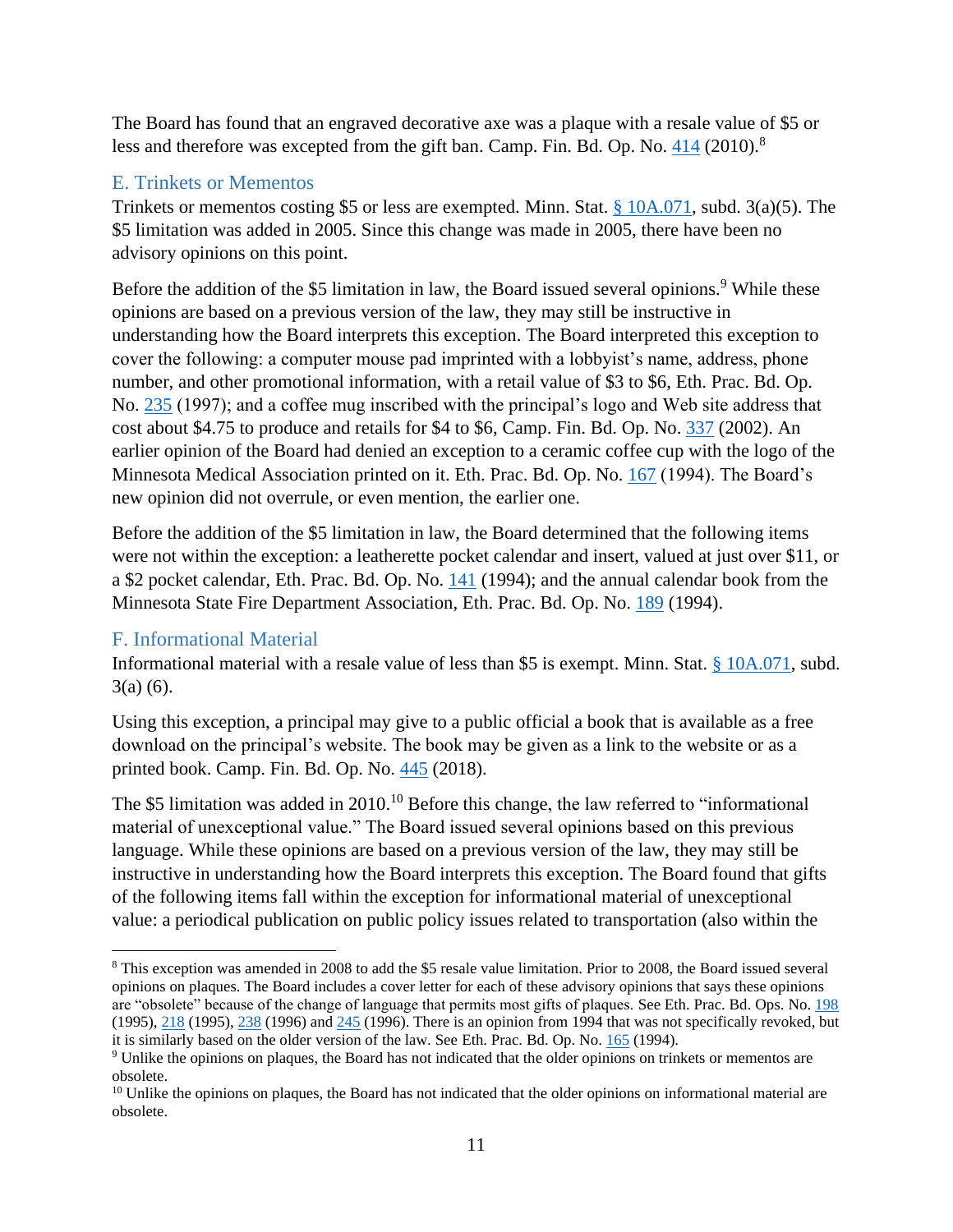The Board has found that an engraved decorative axe was a plaque with a resale value of $5 or less and therefore was excepted from the gift ban. Camp. Fin. Bd. Op. No. 414 (2010).[8]

## E. Trinkets or Mementos

Trinkets or mementos costing $5 or less are exempted. Minn. Stat. § 10A.071, subd. 3(a)(5). The $5 limitation was added in 2005. Since this change was made in 2005, there have been no advisory opinions on this point.

Before the addition of the $5 limitation in law, the Board issued several opinions.[9] While these opinions are based on a previous version of the law, they may still be instructive in understanding how the Board interprets this exception. The Board interpreted this exception to cover the following: a computer mouse pad imprinted with a lobbyist's name, address, phone number, and other promotional information, with a retail value of $3 to $6, Eth. Prac. Bd. Op. No. 235 (1997); and a coffee mug inscribed with the principal's logo and Web site address that cost about $4.75 to produce and retails for $4 to $6, Camp. Fin. Bd. Op. No. 337 (2002). An earlier opinion of the Board had denied an exception to a ceramic coffee cup with the logo of the Minnesota Medical Association printed on it. Eth. Prac. Bd. Op. No. 167 (1994). The Board's new opinion did not overrule, or even mention, the earlier one.

Before the addition of the $5 limitation in law, the Board determined that the following items were not within the exception: a leatherette pocket calendar and insert, valued at just over $11, or a $2 pocket calendar, Eth. Prac. Bd. Op. No. 141 (1994); and the annual calendar book from the Minnesota State Fire Department Association, Eth. Prac. Bd. Op. No. 189 (1994).

## F. Informational Material

Informational material with a resale value of less than $5 is exempt. Minn. Stat. § 10A.071, subd. 3(a) (6).

Using this exception, a principal may give to a public official a book that is available as a free download on the principal's website. The book may be given as a link to the website or as a printed book. Camp. Fin. Bd. Op. No. 445 (2018).

The $5 limitation was added in 2010.[10] Before this change, the law referred to "informational material of unexceptional value." The Board issued several opinions based on this previous language. While these opinions are based on a previous version of the law, they may still be instructive in understanding how the Board interprets this exception. The Board found that gifts of the following items fall within the exception for informational material of unexceptional value: a periodical publication on public policy issues related to transportation (also within the

---

[8] This exception was amended in 2008 to add the $5 resale value limitation. Prior to 2008, the Board issued several opinions on plaques. The Board includes a cover letter for each of these advisory opinions that says these opinions are "obsolete" because of the change of language that permits most gifts of plaques. See Eth. Prac. Bd. Ops. No. 198 (1995), 218 (1995), 238 (1996) and 245 (1996). There is an opinion from 1994 that was not specifically revoked, but it is similarly based on the older version of the law. See Eth. Prac. Bd. Op. No. 165 (1994).

[9] Unlike the opinions on plaques, the Board has not indicated that the older opinions on trinkets or mementos are obsolete.

[10] Unlike the opinions on plaques, the Board has not indicated that the older opinions on informational material are obsolete.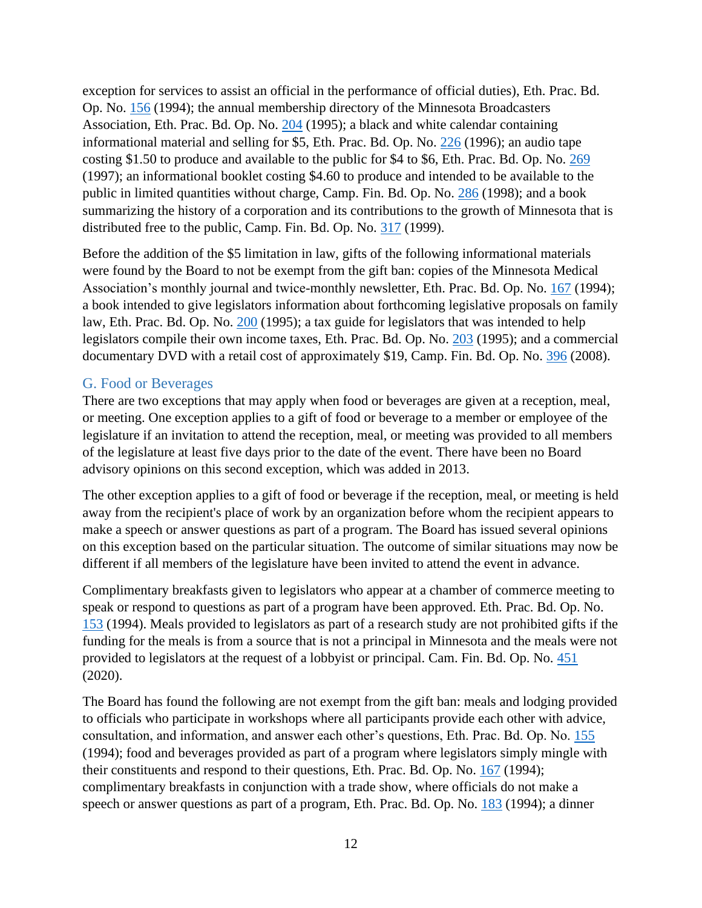exception for services to assist an official in the performance of official duties), Eth. Prac. Bd. Op. No. 156 (1994); the annual membership directory of the Minnesota Broadcasters Association, Eth. Prac. Bd. Op. No. 204 (1995); a black and white calendar containing informational material and selling for $5, Eth. Prac. Bd. Op. No. 226 (1996); an audio tape costing $1.50 to produce and available to the public for $4 to $6, Eth. Prac. Bd. Op. No. 269 (1997); an informational booklet costing $4.60 to produce and intended to be available to the public in limited quantities without charge, Camp. Fin. Bd. Op. No. 286 (1998); and a book summarizing the history of a corporation and its contributions to the growth of Minnesota that is distributed free to the public, Camp. Fin. Bd. Op. No. 317 (1999).

Before the addition of the $5 limitation in law, gifts of the following informational materials were found by the Board to not be exempt from the gift ban: copies of the Minnesota Medical Association's monthly journal and twice-monthly newsletter, Eth. Prac. Bd. Op. No. 167 (1994); a book intended to give legislators information about forthcoming legislative proposals on family law, Eth. Prac. Bd. Op. No. 200 (1995); a tax guide for legislators that was intended to help legislators compile their own income taxes, Eth. Prac. Bd. Op. No. 203 (1995); and a commercial documentary DVD with a retail cost of approximately $19, Camp. Fin. Bd. Op. No. 396 (2008).

## G. Food or Beverages

There are two exceptions that may apply when food or beverages are given at a reception, meal, or meeting. One exception applies to a gift of food or beverage to a member or employee of the legislature if an invitation to attend the reception, meal, or meeting was provided to all members of the legislature at least five days prior to the date of the event. There have been no Board advisory opinions on this second exception, which was added in 2013.

The other exception applies to a gift of food or beverage if the reception, meal, or meeting is held away from the recipient's place of work by an organization before whom the recipient appears to make a speech or answer questions as part of a program. The Board has issued several opinions on this exception based on the particular situation. The outcome of similar situations may now be different if all members of the legislature have been invited to attend the event in advance.

Complimentary breakfasts given to legislators who appear at a chamber of commerce meeting to speak or respond to questions as part of a program have been approved. Eth. Prac. Bd. Op. No. 153 (1994). Meals provided to legislators as part of a research study are not prohibited gifts if the funding for the meals is from a source that is not a principal in Minnesota and the meals were not provided to legislators at the request of a lobbyist or principal. Cam. Fin. Bd. Op. No. 451 (2020).

The Board has found the following are not exempt from the gift ban: meals and lodging provided to officials who participate in workshops where all participants provide each other with advice, consultation, and information, and answer each other's questions, Eth. Prac. Bd. Op. No. 155 (1994); food and beverages provided as part of a program where legislators simply mingle with their constituents and respond to their questions, Eth. Prac. Bd. Op. No. 167 (1994); complimentary breakfasts in conjunction with a trade show, where officials do not make a speech or answer questions as part of a program, Eth. Prac. Bd. Op. No. 183 (1994); a dinner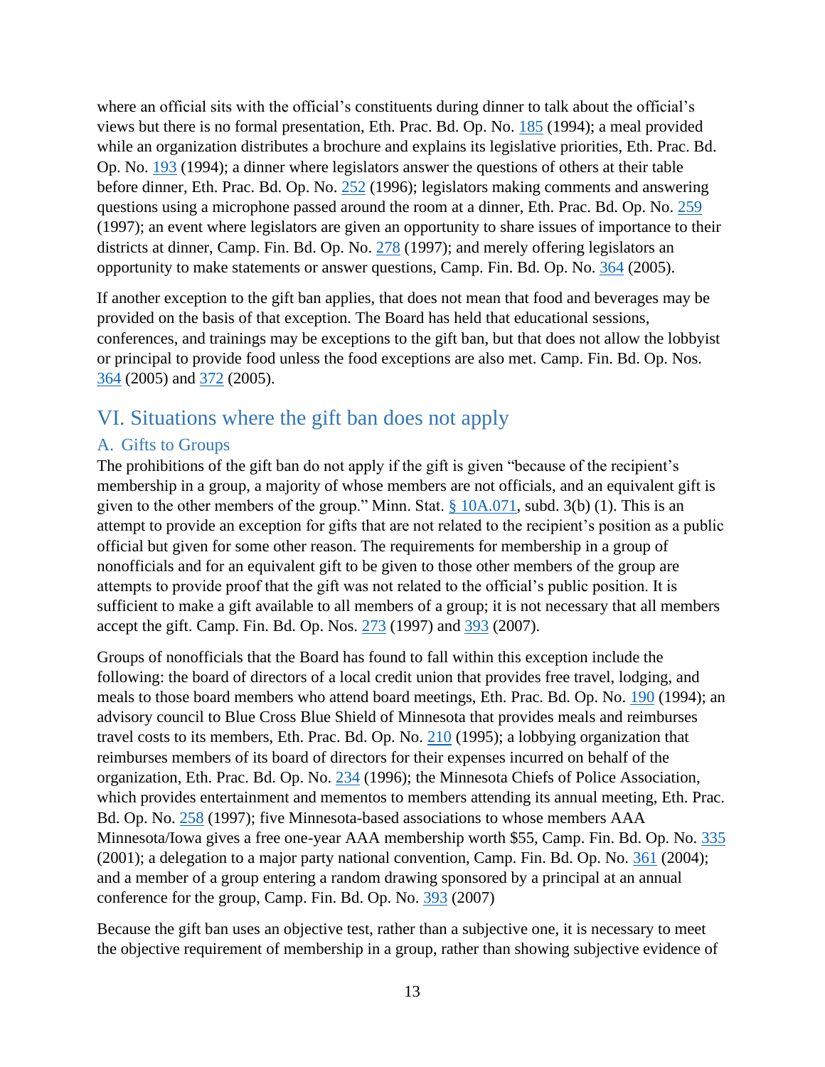where an official sits with the official's constituents during dinner to talk about the official's views but there is no formal presentation, Eth. Prac. Bd. Op. No. 185 (1994); a meal provided while an organization distributes a brochure and explains its legislative priorities, Eth. Prac. Bd. Op. No. 193 (1994); a dinner where legislators answer the questions of others at their table before dinner, Eth. Prac. Bd. Op. No. 252 (1996); legislators making comments and answering questions using a microphone passed around the room at a dinner, Eth. Prac. Bd. Op. No. 259 (1997); an event where legislators are given an opportunity to share issues of importance to their districts at dinner, Camp. Fin. Bd. Op. No. 278 (1997); and merely offering legislators an opportunity to make statements or answer questions, Camp. Fin. Bd. Op. No. 364 (2005).

If another exception to the gift ban applies, that does not mean that food and beverages may be provided on the basis of that exception. The Board has held that educational sessions, conferences, and trainings may be exceptions to the gift ban, but that does not allow the lobbyist or principal to provide food unless the food exceptions are also met. Camp. Fin. Bd. Op. Nos. 364 (2005) and 372 (2005).

## VI. Situations where the gift ban does not apply

### A. Gifts to Groups

The prohibitions of the gift ban do not apply if the gift is given "because of the recipient's membership in a group, a majority of whose members are not officials, and an equivalent gift is given to the other members of the group." Minn. Stat. § 10A.071, subd. 3(b) (1). This is an attempt to provide an exception for gifts that are not related to the recipient's position as a public official but given for some other reason. The requirements for membership in a group of nonofficials and for an equivalent gift to be given to those other members of the group are attempts to provide proof that the gift was not related to the official's public position. It is sufficient to make a gift available to all members of a group; it is not necessary that all members accept the gift. Camp. Fin. Bd. Op. Nos. 273 (1997) and 393 (2007).

Groups of nonofficials that the Board has found to fall within this exception include the following: the board of directors of a local credit union that provides free travel, lodging, and meals to those board members who attend board meetings, Eth. Prac. Bd. Op. No. 190 (1994); an advisory council to Blue Cross Blue Shield of Minnesota that provides meals and reimburses travel costs to its members, Eth. Prac. Bd. Op. No. 210 (1995); a lobbying organization that reimburses members of its board of directors for their expenses incurred on behalf of the organization, Eth. Prac. Bd. Op. No. 234 (1996); the Minnesota Chiefs of Police Association, which provides entertainment and mementos to members attending its annual meeting, Eth. Prac. Bd. Op. No. 258 (1997); five Minnesota-based associations to whose members AAA Minnesota/Iowa gives a free one-year AAA membership worth $55, Camp. Fin. Bd. Op. No. 335 (2001); a delegation to a major party national convention, Camp. Fin. Bd. Op. No. 361 (2004); and a member of a group entering a random drawing sponsored by a principal at an annual conference for the group, Camp. Fin. Bd. Op. No. 393 (2007)

Because the gift ban uses an objective test, rather than a subjective one, it is necessary to meet the objective requirement of membership in a group, rather than showing subjective evidence of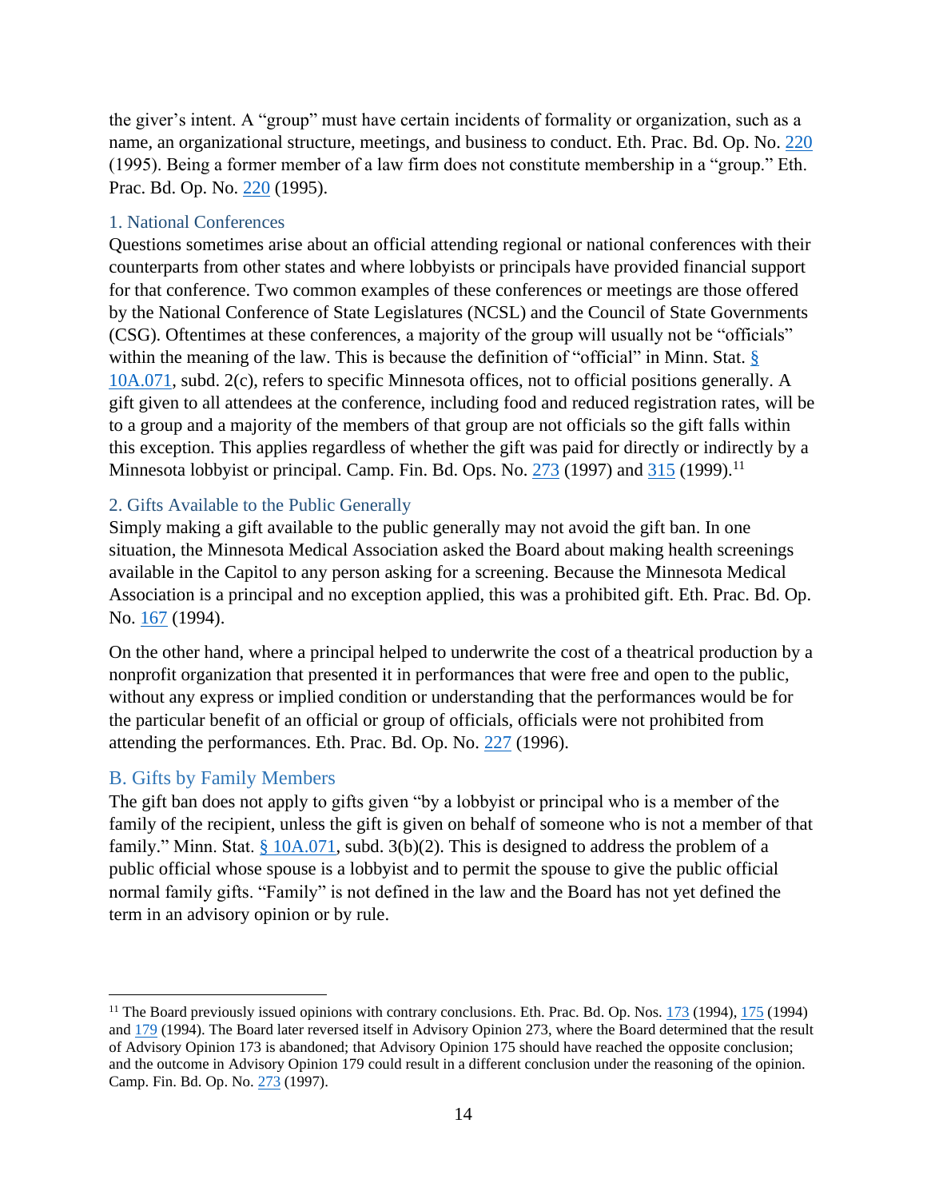the giver's intent. A "group" must have certain incidents of formality or organization, such as a name, an organizational structure, meetings, and business to conduct. Eth. Prac. Bd. Op. No. 220 (1995). Being a former member of a law firm does not constitute membership in a "group." Eth. Prac. Bd. Op. No. 220 (1995).

### 1. National Conferences

Questions sometimes arise about an official attending regional or national conferences with their counterparts from other states and where lobbyists or principals have provided financial support for that conference. Two common examples of these conferences or meetings are those offered by the National Conference of State Legislatures (NCSL) and the Council of State Governments (CSG). Oftentimes at these conferences, a majority of the group will usually not be "officials" within the meaning of the law. This is because the definition of "official" in Minn. Stat. § 10A.071, subd. 2(c), refers to specific Minnesota offices, not to official positions generally. A gift given to all attendees at the conference, including food and reduced registration rates, will be to a group and a majority of the members of that group are not officials so the gift falls within this exception. This applies regardless of whether the gift was paid for directly or indirectly by a Minnesota lobbyist or principal. Camp. Fin. Bd. Ops. No. 273 (1997) and 315 (1999).[11]

### 2. Gifts Available to the Public Generally

Simply making a gift available to the public generally may not avoid the gift ban. In one situation, the Minnesota Medical Association asked the Board about making health screenings available in the Capitol to any person asking for a screening. Because the Minnesota Medical Association is a principal and no exception applied, this was a prohibited gift. Eth. Prac. Bd. Op. No. 167 (1994).

On the other hand, where a principal helped to underwrite the cost of a theatrical production by a nonprofit organization that presented it in performances that were free and open to the public, without any express or implied condition or understanding that the performances would be for the particular benefit of an official or group of officials, officials were not prohibited from attending the performances. Eth. Prac. Bd. Op. No. 227 (1996).

## B. Gifts by Family Members

The gift ban does not apply to gifts given "by a lobbyist or principal who is a member of the family of the recipient, unless the gift is given on behalf of someone who is not a member of that family." Minn. Stat. § 10A.071, subd. 3(b)(2). This is designed to address the problem of a public official whose spouse is a lobbyist and to permit the spouse to give the public official normal family gifts. "Family" is not defined in the law and the Board has not yet defined the term in an advisory opinion or by rule.

---

[11] The Board previously issued opinions with contrary conclusions. Eth. Prac. Bd. Op. Nos. 173 (1994), 175 (1994) and 179 (1994). The Board later reversed itself in Advisory Opinion 273, where the Board determined that the result of Advisory Opinion 173 is abandoned; that Advisory Opinion 175 should have reached the opposite conclusion; and the outcome in Advisory Opinion 179 could result in a different conclusion under the reasoning of the opinion. Camp. Fin. Bd. Op. No. 273 (1997).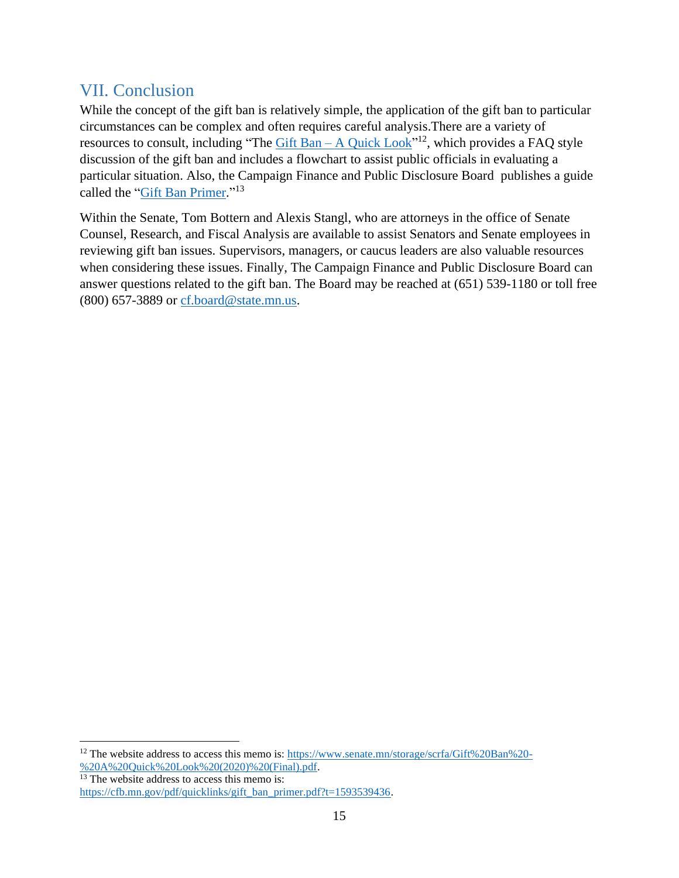## VII. Conclusion

While the concept of the gift ban is relatively simple, the application of the gift ban to particular circumstances can be complex and often requires careful analysis.There are a variety of resources to consult, including "The [Gift Ban – A Quick Look](https://www.senate.mn/storage/scrfa/Gift%20Ban%20-%20A%20Quick%20Look%20(2020)%20(Final).pdf)"[12], which provides a FAQ style discussion of the gift ban and includes a flowchart to assist public officials in evaluating a particular situation. Also, the Campaign Finance and Public Disclosure Board publishes a guide called the "[Gift Ban Primer](https://cfb.mn.gov/pdf/quicklinks/gift_ban_primer.pdf?t=1593539436)."[13]

Within the Senate, Tom Bottern and Alexis Stangl, who are attorneys in the office of Senate Counsel, Research, and Fiscal Analysis are available to assist Senators and Senate employees in reviewing gift ban issues. Supervisors, managers, or caucus leaders are also valuable resources when considering these issues. Finally, The Campaign Finance and Public Disclosure Board can answer questions related to the gift ban. The Board may be reached at (651) 539-1180 or toll free (800) 657-3889 or cf.board@state.mn.us.

---

[12] The website address to access this memo is: https://www.senate.mn/storage/scrfa/Gift%20Ban%20-%20A%20Quick%20Look%20(2020)%20(Final).pdf.

[13] The website address to access this memo is: https://cfb.mn.gov/pdf/quicklinks/gift_ban_primer.pdf?t=1593539436.